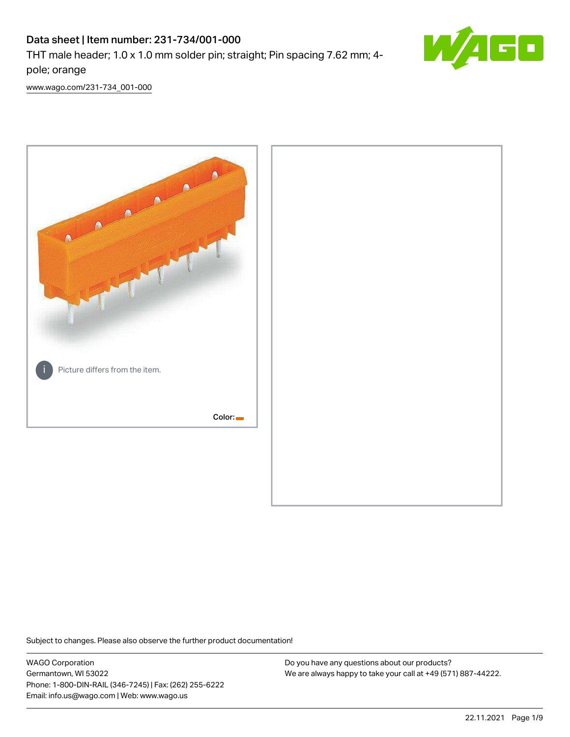# Data sheet | Item number: 231-734/001-000

THT male header; 1.0 x 1.0 mm solder pin; straight; Pin spacing 7.62 mm; 4-pole; orange

www.wago.com/231-734_001-000

Picture differs from the item.

Color:

Subject to changes. Please also observe the further product documentation!

WAGO Corporation
Germantown, WI 53022
Phone: 1-800-DIN-RAIL (346-7245) | Fax: (262) 255-6222
Email: info.us@wago.com | Web: www.wago.us

Do you have any questions about our products?
We are always happy to take your call at +49 (571) 887-44222.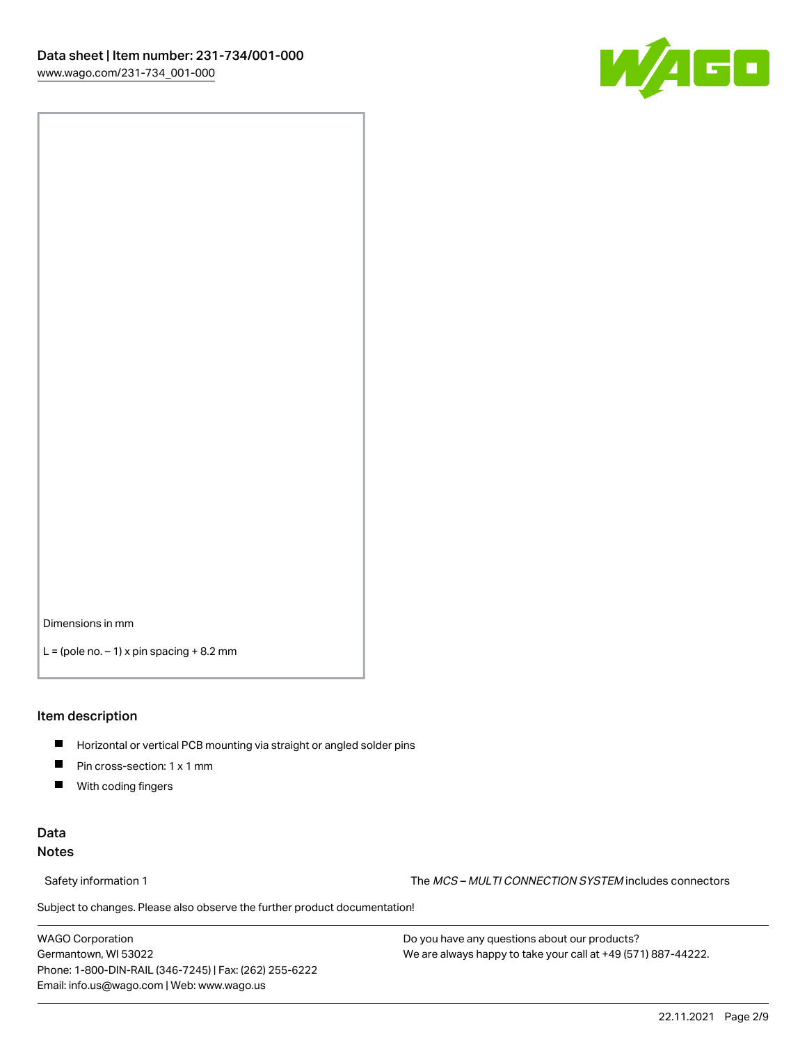Dimensions in mm

L = (pole no. – 1) x pin spacing + 8.2 mm

## Item description

- Horizontal or vertical PCB mounting via straight or angled solder pins
- Pin cross-section: 1 x 1 mm
- With coding fingers

## Data

### Notes

Safety information 1 — The *MCS – MULTI CONNECTION SYSTEM* includes connectors

Subject to changes. Please also observe the further product documentation!

WAGO Corporation
Germantown, WI 53022
Phone: 1-800-DIN-RAIL (346-7245) | Fax: (262) 255-6222
Email: info.us@wago.com | Web: www.wago.us

Do you have any questions about our products?
We are always happy to take your call at +49 (571) 887-44222.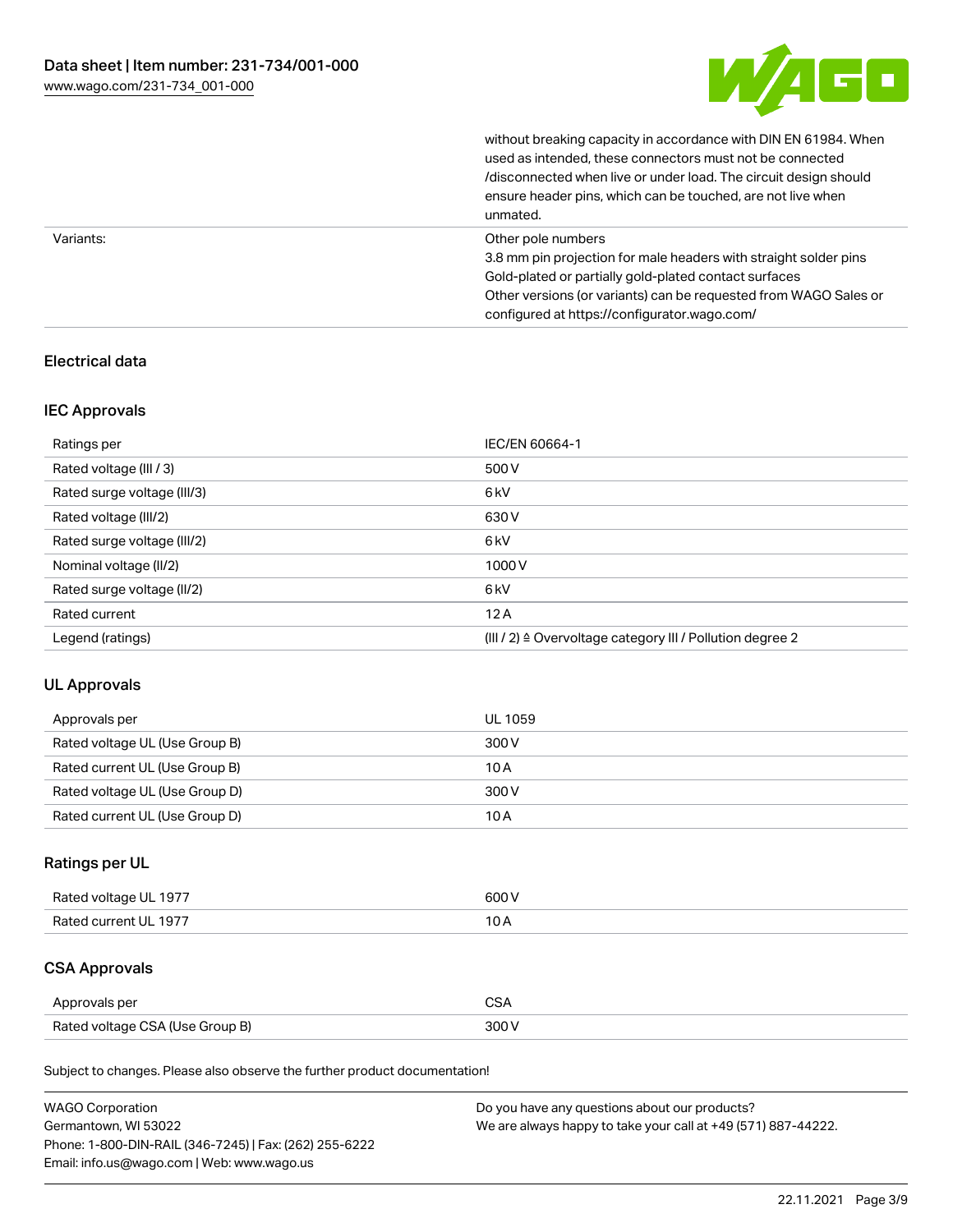| | |
|---|---|
| | without breaking capacity in accordance with DIN EN 61984. When used as intended, these connectors must not be connected /disconnected when live or under load. The circuit design should ensure header pins, which can be touched, are not live when unmated. |
| Variants: | Other pole numbers<br>3.8 mm pin projection for male headers with straight solder pins<br>Gold-plated or partially gold-plated contact surfaces<br>Other versions (or variants) can be requested from WAGO Sales or configured at https://configurator.wago.com/ |

## Electrical data

### IEC Approvals

| Ratings per | IEC/EN 60664-1 |
|---|---|
| Rated voltage (III / 3) | 500 V |
| Rated surge voltage (III/3) | 6 kV |
| Rated voltage (III/2) | 630 V |
| Rated surge voltage (III/2) | 6 kV |
| Nominal voltage (II/2) | 1000 V |
| Rated surge voltage (II/2) | 6 kV |
| Rated current | 12 A |
| Legend (ratings) | (III / 2) ≙ Overvoltage category III / Pollution degree 2 |

### UL Approvals

| Approvals per | UL 1059 |
|---|---|
| Rated voltage UL (Use Group B) | 300 V |
| Rated current UL (Use Group B) | 10 A |
| Rated voltage UL (Use Group D) | 300 V |
| Rated current UL (Use Group D) | 10 A |

### Ratings per UL

| Rated voltage UL 1977 | 600 V |
|---|---|
| Rated current UL 1977 | 10 A |

### CSA Approvals

| Approvals per | CSA |
|---|---|
| Rated voltage CSA (Use Group B) | 300 V |

Subject to changes. Please also observe the further product documentation!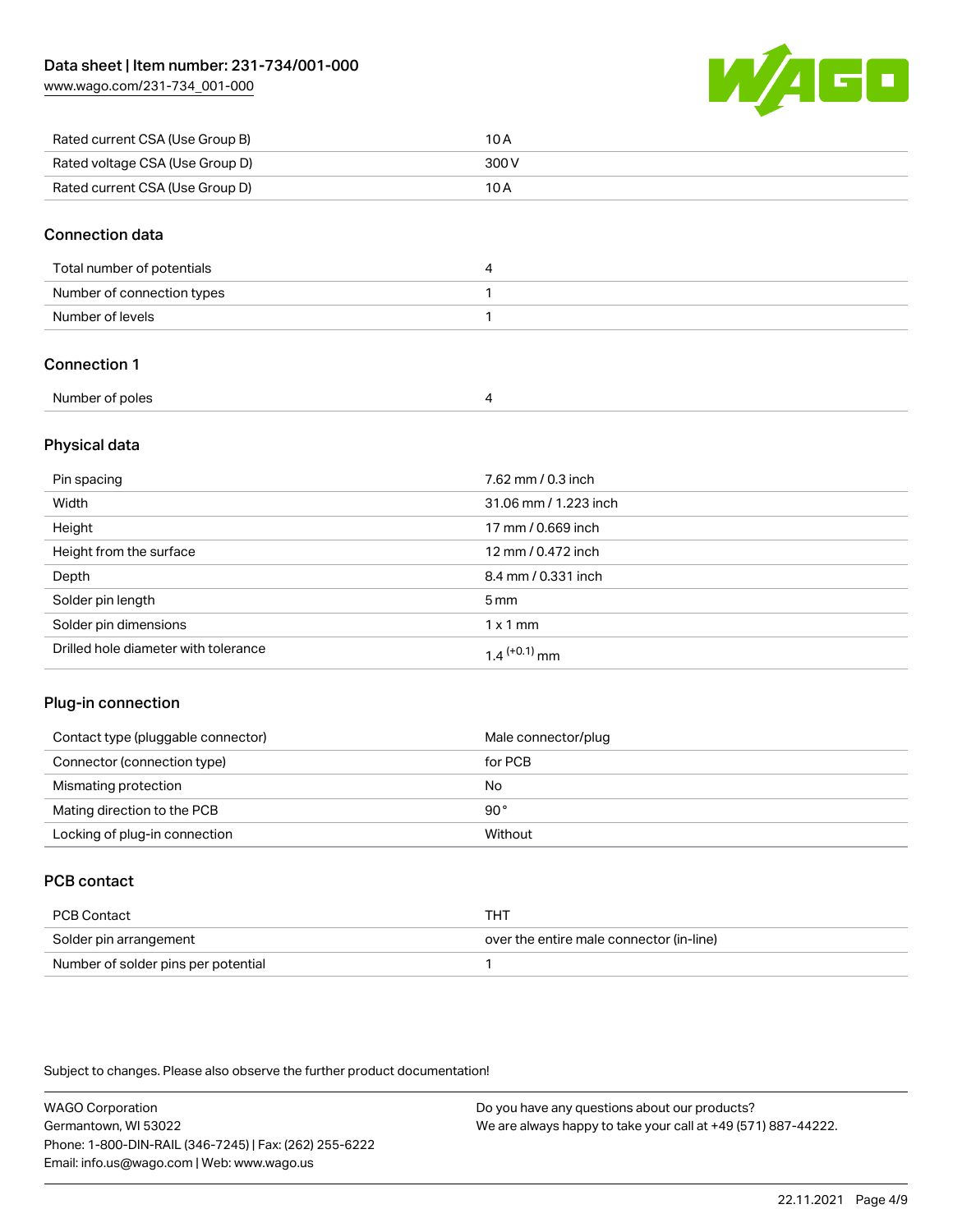| | |
|---|---|
| Rated current CSA (Use Group B) | 10 A |
| Rated voltage CSA (Use Group D) | 300 V |
| Rated current CSA (Use Group D) | 10 A |

## Connection data

| | |
|---|---|
| Total number of potentials | 4 |
| Number of connection types | 1 |
| Number of levels | 1 |

## Connection 1

| | |
|---|---|
| Number of poles | 4 |

## Physical data

| | |
|---|---|
| Pin spacing | 7.62 mm / 0.3 inch |
| Width | 31.06 mm / 1.223 inch |
| Height | 17 mm / 0.669 inch |
| Height from the surface | 12 mm / 0.472 inch |
| Depth | 8.4 mm / 0.331 inch |
| Solder pin length | 5 mm |
| Solder pin dimensions | 1 x 1 mm |
| Drilled hole diameter with tolerance | $1.4^{(+0.1)}$ mm |

## Plug-in connection

| | |
|---|---|
| Contact type (pluggable connector) | Male connector/plug |
| Connector (connection type) | for PCB |
| Mismating protection | No |
| Mating direction to the PCB | 90° |
| Locking of plug-in connection | Without |

## PCB contact

| | |
|---|---|
| PCB Contact | THT |
| Solder pin arrangement | over the entire male connector (in-line) |
| Number of solder pins per potential | 1 |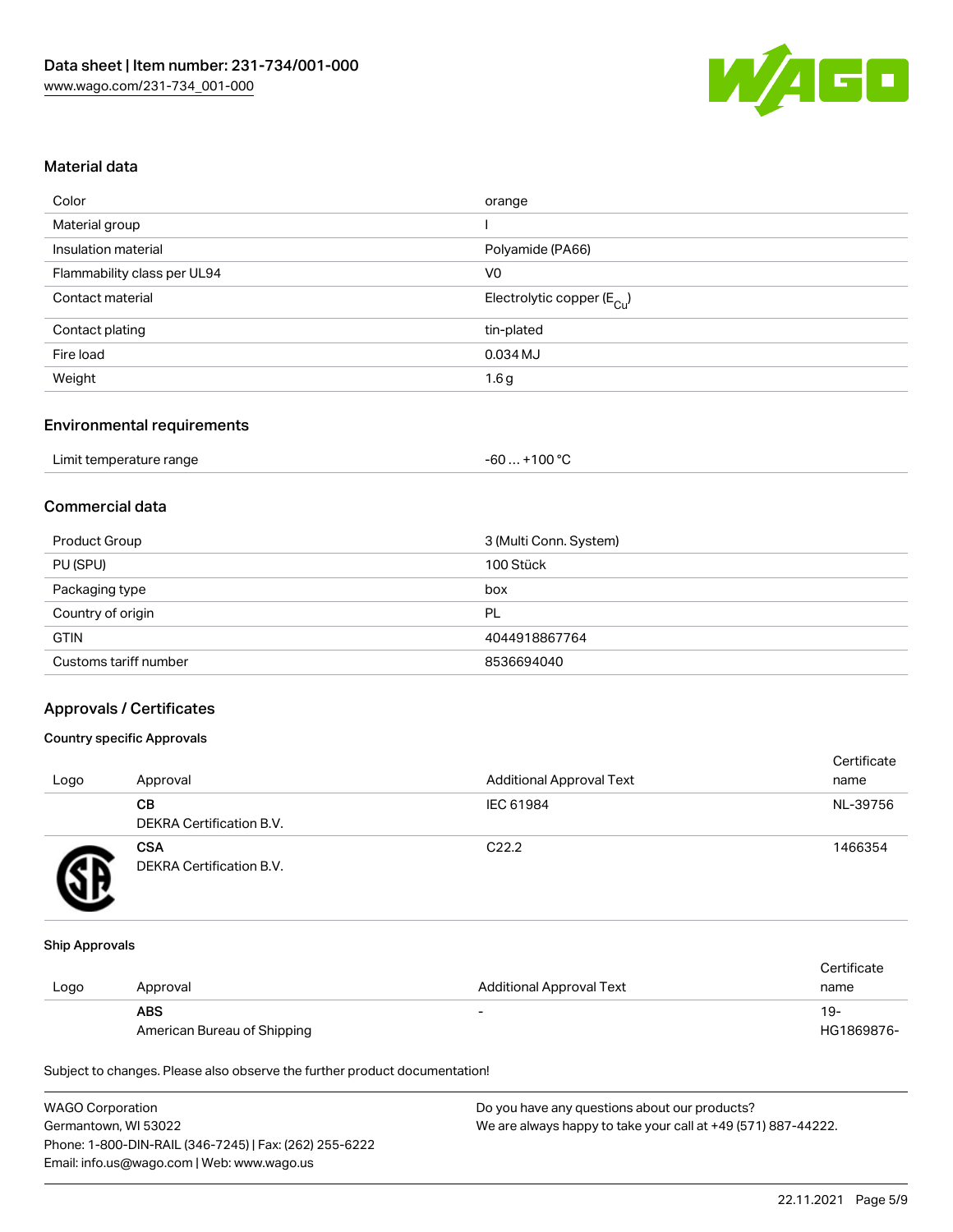## Material data

| | |
|---|---|
| Color | orange |
| Material group | I |
| Insulation material | Polyamide (PA66) |
| Flammability class per UL94 | V0 |
| Contact material | Electrolytic copper ($E_{Cu}$) |
| Contact plating | tin-plated |
| Fire load | 0.034 MJ |
| Weight | 1.6 g |

## Environmental requirements

| | |
|---|---|
| Limit temperature range | -60 … +100 °C |

## Commercial data

| | |
|---|---|
| Product Group | 3 (Multi Conn. System) |
| PU (SPU) | 100 Stück |
| Packaging type | box |
| Country of origin | PL |
| GTIN | 4044918867764 |
| Customs tariff number | 8536694040 |

## Approvals / Certificates

### Country specific Approvals

| Logo | Approval | Additional Approval Text | Certificate name |
|---|---|---|---|
| | **CB** DEKRA Certification B.V. | IEC 61984 | NL-39756 |
| | **CSA** DEKRA Certification B.V. | C22.2 | 1466354 |

### Ship Approvals

| Logo | Approval | Additional Approval Text | Certificate name |
|---|---|---|---|
| | **ABS** American Bureau of Shipping | - | 19-HG1869876- |

Subject to changes. Please also observe the further product documentation!

WAGO Corporation
Germantown, WI 53022
Phone: 1-800-DIN-RAIL (346-7245) | Fax: (262) 255-6222
Email: info.us@wago.com | Web: www.wago.us

Do you have any questions about our products?
We are always happy to take your call at +49 (571) 887-44222.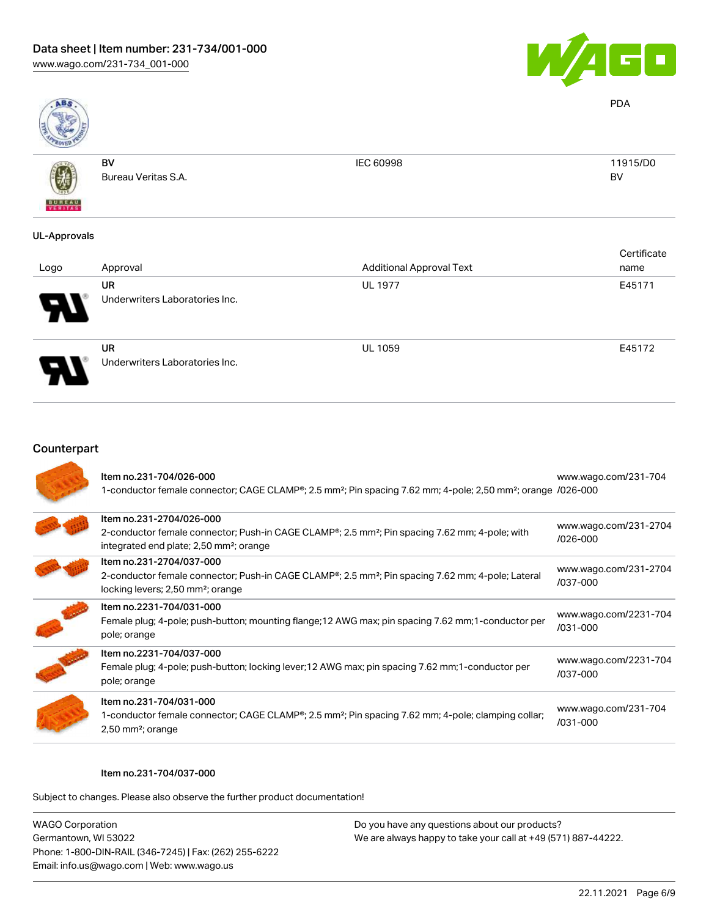PDA

| | | | |
|---|---|---|---|
| | BV<br>Bureau Veritas S.A. | IEC 60998 | 11915/D0<br>BV |

### UL-Approvals

| Logo | Approval | Additional Approval Text | Certificate name |
|---|---|---|---|
| | UR<br>Underwriters Laboratories Inc. | UL 1977 | E45171 |
| | UR<br>Underwriters Laboratories Inc. | UL 1059 | E45172 |

## Counterpart

| | | |
|---|---|---|
| | Item no.231-704/026-000<br>1-conductor female connector; CAGE CLAMP®; 2.5 mm²; Pin spacing 7.62 mm; 4-pole; 2,50 mm²; orange | www.wago.com/231-704/026-000 |
| | Item no.231-2704/026-000<br>2-conductor female connector; Push-in CAGE CLAMP®; 2.5 mm²; Pin spacing 7.62 mm; 4-pole; with integrated end plate; 2,50 mm²; orange | www.wago.com/231-2704/026-000 |
| | Item no.231-2704/037-000<br>2-conductor female connector; Push-in CAGE CLAMP®; 2.5 mm²; Pin spacing 7.62 mm; 4-pole; Lateral locking levers; 2,50 mm²; orange | www.wago.com/231-2704/037-000 |
| | Item no.2231-704/031-000<br>Female plug; 4-pole; push-button; mounting flange;12 AWG max; pin spacing 7.62 mm;1-conductor per pole; orange | www.wago.com/2231-704/031-000 |
| | Item no.2231-704/037-000<br>Female plug; 4-pole; push-button; locking lever;12 AWG max; pin spacing 7.62 mm;1-conductor per pole; orange | www.wago.com/2231-704/037-000 |
| | Item no.231-704/031-000<br>1-conductor female connector; CAGE CLAMP®; 2.5 mm²; Pin spacing 7.62 mm; 4-pole; clamping collar; 2,50 mm²; orange | www.wago.com/231-704/031-000 |

Item no.231-704/037-000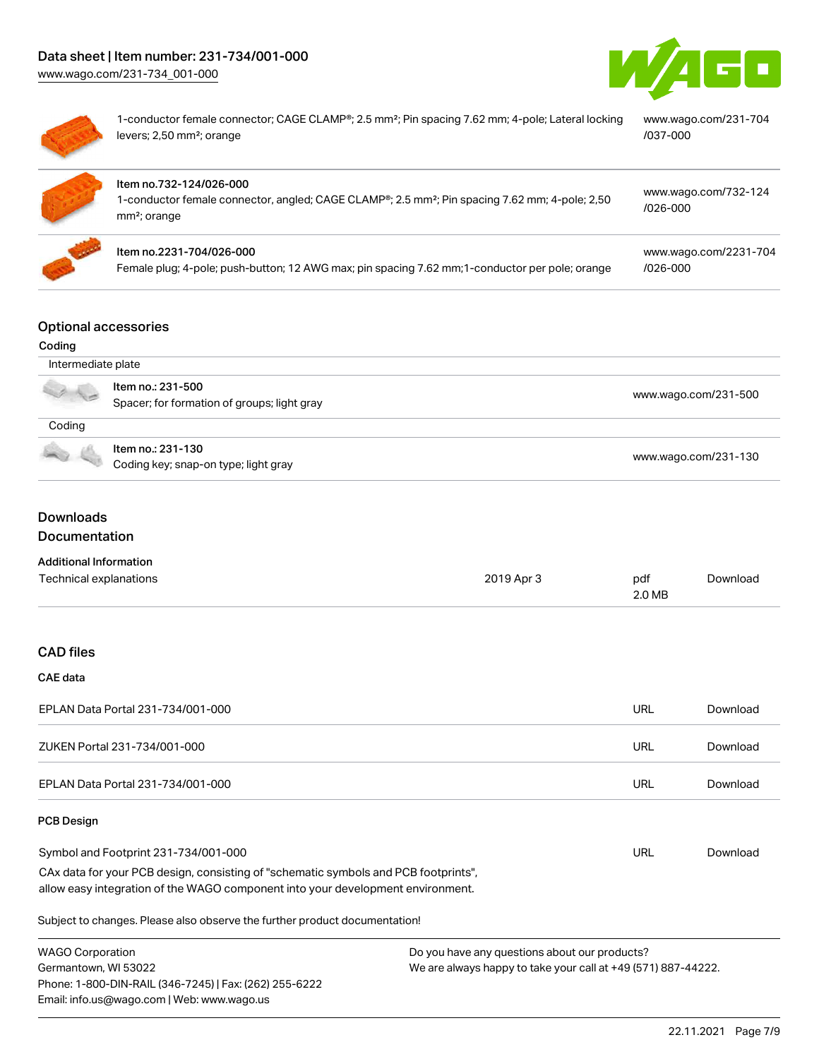| | |
|---|---|
| 1-conductor female connector; CAGE CLAMP®; 2.5 mm²; Pin spacing 7.62 mm; 4-pole; Lateral locking levers; 2,50 mm²; orange | www.wago.com/231-704/037-000 |
| Item no.732-124/026-000<br>1-conductor female connector, angled; CAGE CLAMP®; 2.5 mm²; Pin spacing 7.62 mm; 4-pole; 2,50 mm²; orange | www.wago.com/732-124/026-000 |
| Item no.2231-704/026-000<br>Female plug; 4-pole; push-button; 12 AWG max; pin spacing 7.62 mm;1-conductor per pole; orange | www.wago.com/2231-704/026-000 |

## Optional accessories

### Coding

| Intermediate plate | |
|---|---|
| Item no.: 231-500<br>Spacer; for formation of groups; light gray | www.wago.com/231-500 |

| Coding | |
|---|---|
| Item no.: 231-130<br>Coding key; snap-on type; light gray | www.wago.com/231-130 |

## Downloads

## Documentation

### Additional Information

| | | | |
|---|---|---|---|
| Technical explanations | 2019 Apr 3 | pdf<br>2.0 MB | Download |

## CAD files

### CAE data

| | | |
|---|---|---|
| EPLAN Data Portal 231-734/001-000 | URL | Download |
| ZUKEN Portal 231-734/001-000 | URL | Download |
| EPLAN Data Portal 231-734/001-000 | URL | Download |

### PCB Design

| | | |
|---|---|---|
| Symbol and Footprint 231-734/001-000 | URL | Download |

CAx data for your PCB design, consisting of "schematic symbols and PCB footprints", allow easy integration of the WAGO component into your development environment.

Subject to changes. Please also observe the further product documentation!

WAGO Corporation
Germantown, WI 53022
Phone: 1-800-DIN-RAIL (346-7245) | Fax: (262) 255-6222
Email: info.us@wago.com | Web: www.wago.us

Do you have any questions about our products?
We are always happy to take your call at +49 (571) 887-44222.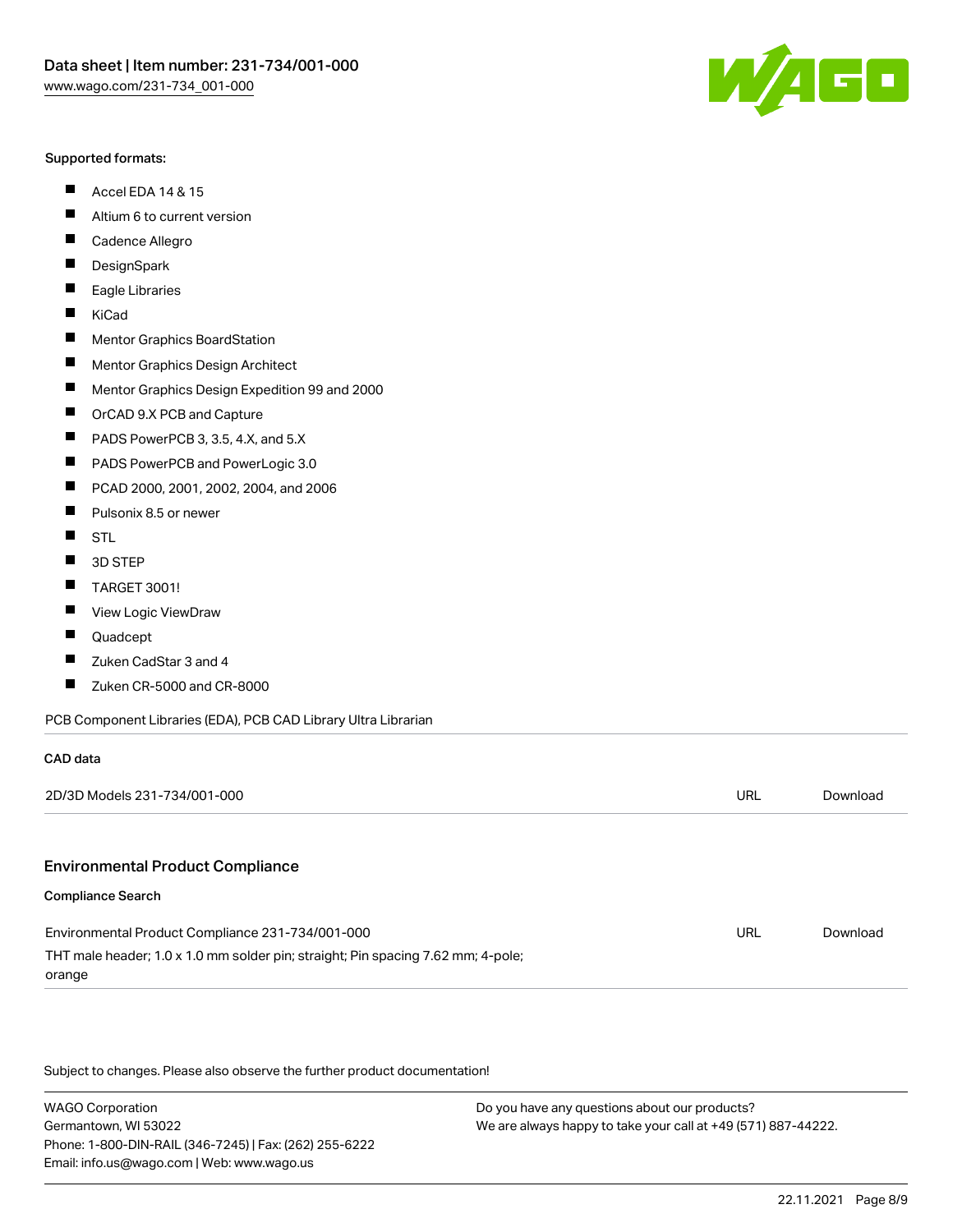Supported formats:

- Accel EDA 14 & 15
- Altium 6 to current version
- Cadence Allegro
- DesignSpark
- Eagle Libraries
- KiCad
- Mentor Graphics BoardStation
- Mentor Graphics Design Architect
- Mentor Graphics Design Expedition 99 and 2000
- OrCAD 9.X PCB and Capture
- PADS PowerPCB 3, 3.5, 4.X, and 5.X
- PADS PowerPCB and PowerLogic 3.0
- PCAD 2000, 2001, 2002, 2004, and 2006
- Pulsonix 8.5 or newer
- STL
- 3D STEP
- TARGET 3001!
- View Logic ViewDraw
- Quadcept
- Zuken CadStar 3 and 4
- Zuken CR-5000 and CR-8000

PCB Component Libraries (EDA), PCB CAD Library Ultra Librarian

### CAD data

| | | |
|---|---|---|
| 2D/3D Models 231-734/001-000 | URL | Download |

## Environmental Product Compliance

### Compliance Search

| | | |
|---|---|---|
| Environmental Product Compliance 231-734/001-000<br>THT male header; 1.0 x 1.0 mm solder pin; straight; Pin spacing 7.62 mm; 4-pole; orange | URL | Download |

Subject to changes. Please also observe the further product documentation!

WAGO Corporation
Germantown, WI 53022
Phone: 1-800-DIN-RAIL (346-7245) | Fax: (262) 255-6222
Email: info.us@wago.com | Web: www.wago.us

Do you have any questions about our products?
We are always happy to take your call at +49 (571) 887-44222.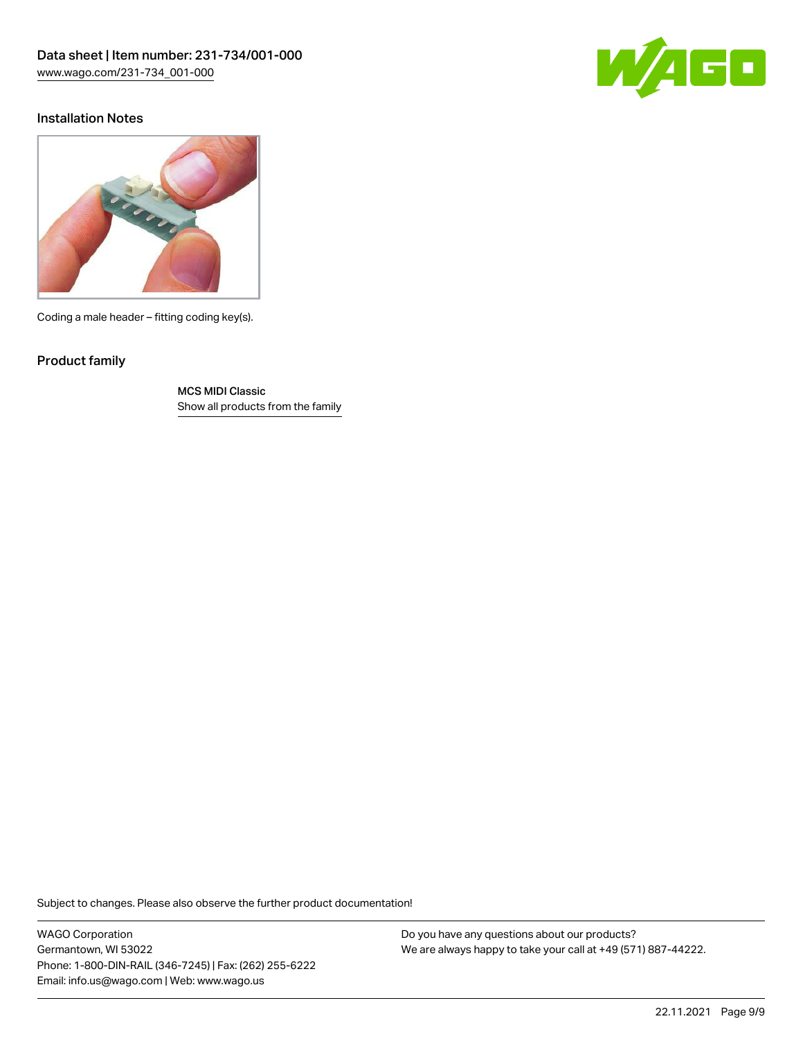## Installation Notes

Coding a male header – fitting coding key(s).

## Product family

MCS MIDI Classic
Show all products from the family

Subject to changes. Please also observe the further product documentation!

WAGO Corporation
Germantown, WI 53022
Phone: 1-800-DIN-RAIL (346-7245) | Fax: (262) 255-6222
Email: info.us@wago.com | Web: www.wago.us

Do you have any questions about our products?
We are always happy to take your call at +49 (571) 887-44222.